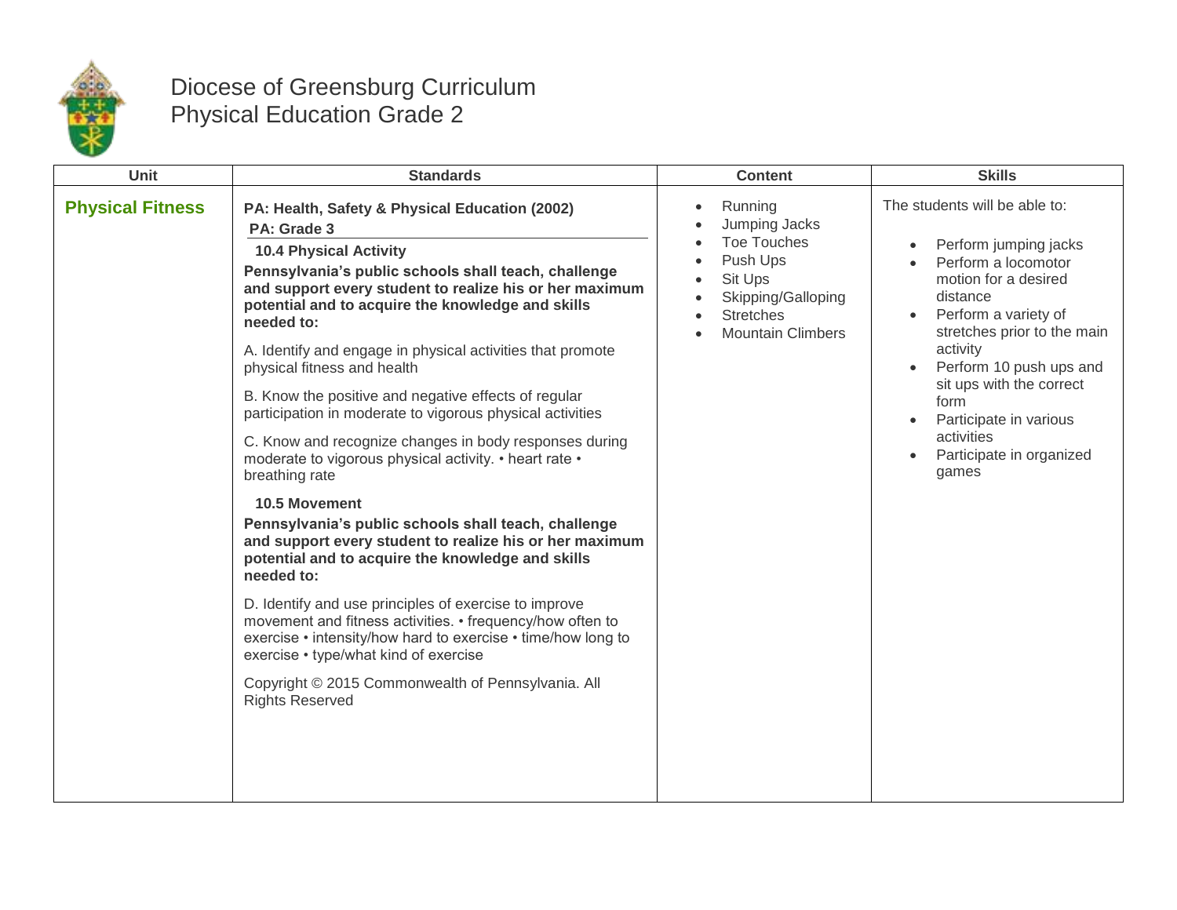# Diocese of Greensburg Curriculum
## Physical Education Grade 2

| Unit | Standards | Content | Skills |
|---|---|---|---|
| **Physical Fitness** | **PA: Health, Safety & Physical Education (2002)**<br>**PA: Grade 3**<br>**10.4 Physical Activity**<br>**Pennsylvania's public schools shall teach, challenge and support every student to realize his or her maximum potential and to acquire the knowledge and skills needed to:**<br>A. Identify and engage in physical activities that promote physical fitness and health<br>B. Know the positive and negative effects of regular participation in moderate to vigorous physical activities<br>C. Know and recognize changes in body responses during moderate to vigorous physical activity. • heart rate • breathing rate<br>**10.5 Movement**<br>**Pennsylvania's public schools shall teach, challenge and support every student to realize his or her maximum potential and to acquire the knowledge and skills needed to:**<br>D. Identify and use principles of exercise to improve movement and fitness activities. • frequency/how often to exercise • intensity/how hard to exercise • time/how long to exercise • type/what kind of exercise<br>Copyright © 2015 Commonwealth of Pennsylvania. All Rights Reserved | • Running<br>• Jumping Jacks<br>• Toe Touches<br>• Push Ups<br>• Sit Ups<br>• Skipping/Galloping<br>• Stretches<br>• Mountain Climbers | The students will be able to:<br>• Perform jumping jacks<br>• Perform a locomotor motion for a desired distance<br>• Perform a variety of stretches prior to the main activity<br>• Perform 10 push ups and sit ups with the correct form<br>• Participate in various activities<br>• Participate in organized games |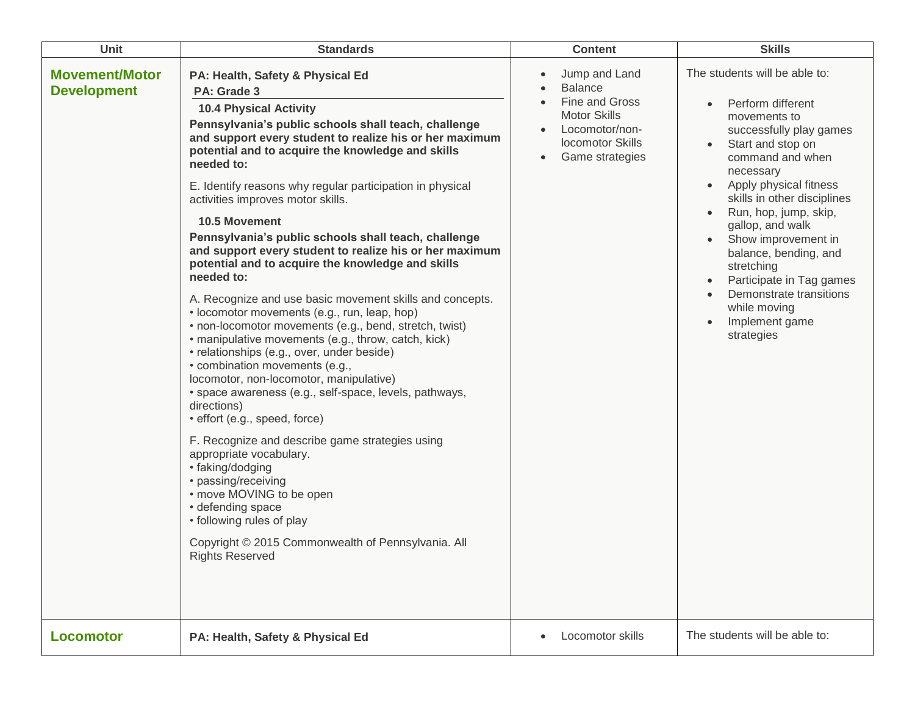| Unit | Standards | Content | Skills |
|---|---|---|---|
| **Movement/Motor Development** | **PA: Health, Safety & Physical Ed**<br>**PA: Grade 3**<br>**10.4 Physical Activity**<br>**Pennsylvania's public schools shall teach, challenge and support every student to realize his or her maximum potential and to acquire the knowledge and skills needed to:**<br>E. Identify reasons why regular participation in physical activities improves motor skills.<br>**10.5 Movement**<br>**Pennsylvania's public schools shall teach, challenge and support every student to realize his or her maximum potential and to acquire the knowledge and skills needed to:**<br>A. Recognize and use basic movement skills and concepts.<br>• locomotor movements (e.g., run, leap, hop)<br>• non-locomotor movements (e.g., bend, stretch, twist)<br>• manipulative movements (e.g., throw, catch, kick)<br>• relationships (e.g., over, under beside)<br>• combination movements (e.g., locomotor, non-locomotor, manipulative)<br>• space awareness (e.g., self-space, levels, pathways, directions)<br>• effort (e.g., speed, force)<br>F. Recognize and describe game strategies using appropriate vocabulary.<br>• faking/dodging<br>• passing/receiving<br>• move MOVING to be open<br>• defending space<br>• following rules of play<br>Copyright © 2015 Commonwealth of Pennsylvania. All Rights Reserved | • Jump and Land<br>• Balance<br>• Fine and Gross Motor Skills<br>• Locomotor/non-locomotor Skills<br>• Game strategies | The students will be able to:<br>• Perform different movements to successfully play games<br>• Start and stop on command and when necessary<br>• Apply physical fitness skills in other disciplines<br>• Run, hop, jump, skip, gallop, and walk<br>• Show improvement in balance, bending, and stretching<br>• Participate in Tag games<br>• Demonstrate transitions while moving<br>• Implement game strategies |
| **Locomotor** | **PA: Health, Safety & Physical Ed** | • Locomotor skills | The students will be able to: |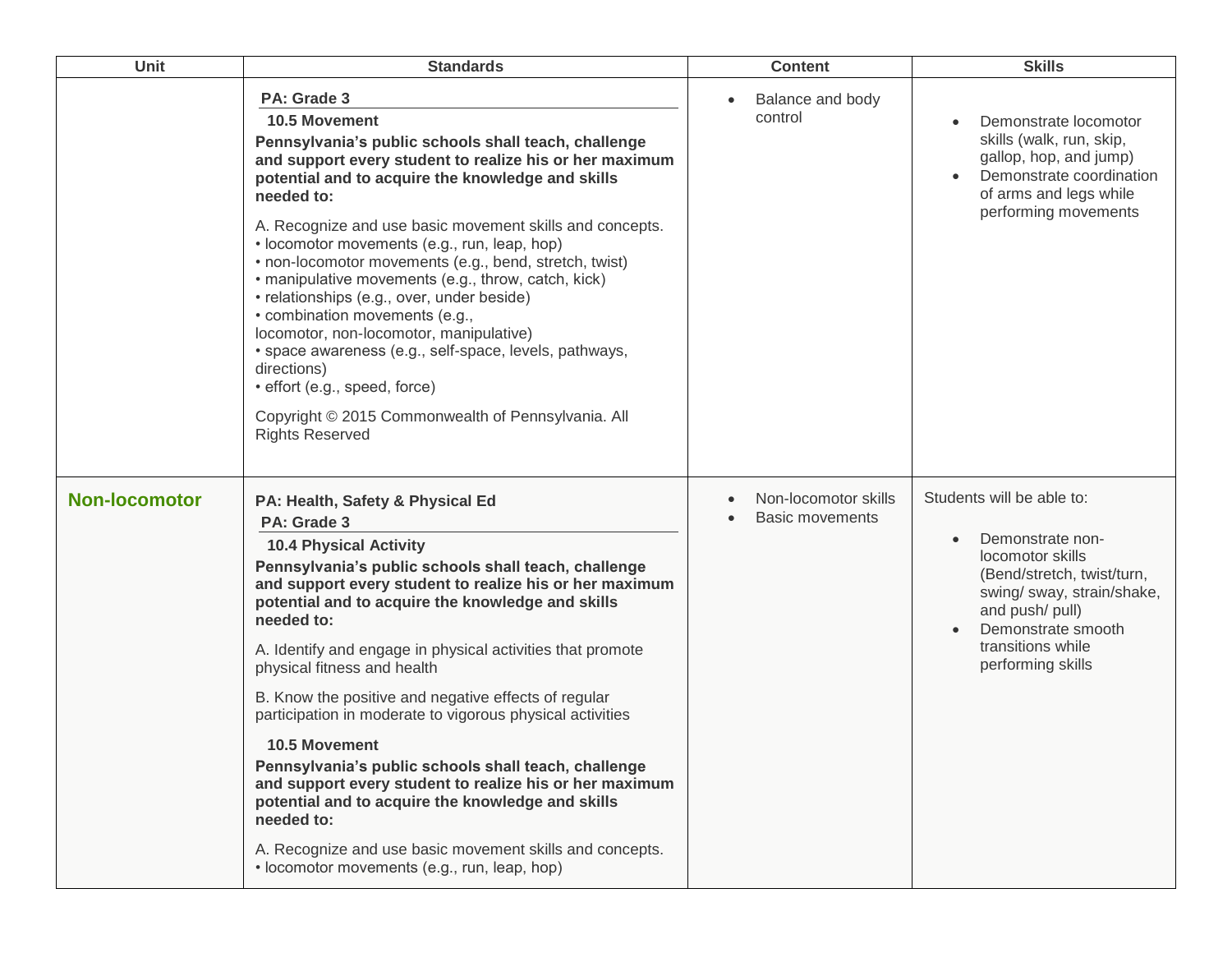| Unit | Standards | Content | Skills |
|---|---|---|---|
| | **PA: Grade 3**<br>**10.5 Movement**<br>**Pennsylvania's public schools shall teach, challenge and support every student to realize his or her maximum potential and to acquire the knowledge and skills needed to:**<br>A. Recognize and use basic movement skills and concepts.<br>• locomotor movements (e.g., run, leap, hop)<br>• non-locomotor movements (e.g., bend, stretch, twist)<br>• manipulative movements (e.g., throw, catch, kick)<br>• relationships (e.g., over, under beside)<br>• combination movements (e.g., locomotor, non-locomotor, manipulative)<br>• space awareness (e.g., self-space, levels, pathways, directions)<br>• effort (e.g., speed, force)<br>Copyright © 2015 Commonwealth of Pennsylvania. All Rights Reserved | • Balance and body control | • Demonstrate locomotor skills (walk, run, skip, gallop, hop, and jump)<br>• Demonstrate coordination of arms and legs while performing movements |
| **Non-locomotor** | **PA: Health, Safety & Physical Ed**<br>**PA: Grade 3**<br>**10.4 Physical Activity**<br>**Pennsylvania's public schools shall teach, challenge and support every student to realize his or her maximum potential and to acquire the knowledge and skills needed to:**<br>A. Identify and engage in physical activities that promote physical fitness and health<br>B. Know the positive and negative effects of regular participation in moderate to vigorous physical activities<br>**10.5 Movement**<br>**Pennsylvania's public schools shall teach, challenge and support every student to realize his or her maximum potential and to acquire the knowledge and skills needed to:**<br>A. Recognize and use basic movement skills and concepts.<br>• locomotor movements (e.g., run, leap, hop) | • Non-locomotor skills<br>• Basic movements | Students will be able to:<br>• Demonstrate non-locomotor skills (Bend/stretch, twist/turn, swing/ sway, strain/shake, and push/ pull)<br>• Demonstrate smooth transitions while performing skills |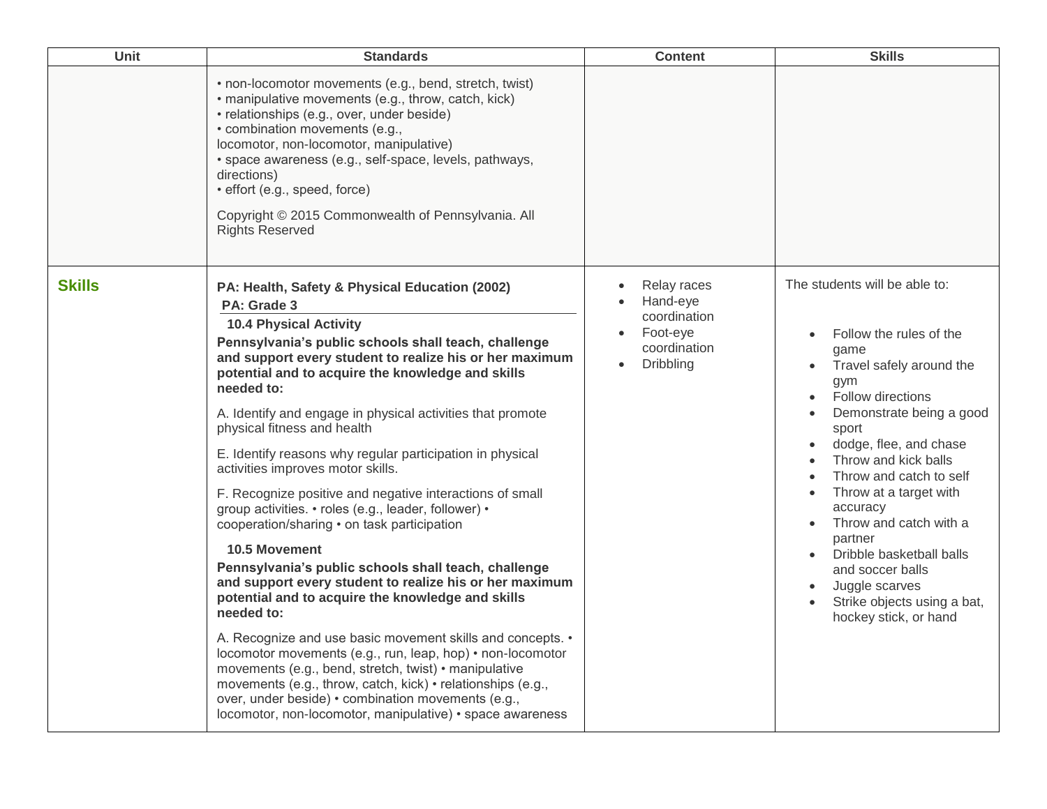| Unit | Standards | Content | Skills |
|---|---|---|---|
| | • non-locomotor movements (e.g., bend, stretch, twist)<br>• manipulative movements (e.g., throw, catch, kick)<br>• relationships (e.g., over, under beside)<br>• combination movements (e.g., locomotor, non-locomotor, manipulative)<br>• space awareness (e.g., self-space, levels, pathways, directions)<br>• effort (e.g., speed, force)<br><br>Copyright © 2015 Commonwealth of Pennsylvania. All Rights Reserved | | |
| **Skills** | **PA: Health, Safety & Physical Education (2002)**<br>**PA: Grade 3**<br>**10.4 Physical Activity**<br>**Pennsylvania's public schools shall teach, challenge and support every student to realize his or her maximum potential and to acquire the knowledge and skills needed to:**<br><br>A. Identify and engage in physical activities that promote physical fitness and health<br><br>E. Identify reasons why regular participation in physical activities improves motor skills.<br><br>F. Recognize positive and negative interactions of small group activities. • roles (e.g., leader, follower) • cooperation/sharing • on task participation<br><br>**10.5 Movement**<br>**Pennsylvania's public schools shall teach, challenge and support every student to realize his or her maximum potential and to acquire the knowledge and skills needed to:**<br><br>A. Recognize and use basic movement skills and concepts. • locomotor movements (e.g., run, leap, hop) • non-locomotor movements (e.g., bend, stretch, twist) • manipulative movements (e.g., throw, catch, kick) • relationships (e.g., over, under beside) • combination movements (e.g., locomotor, non-locomotor, manipulative) • space awareness | • Relay races<br>• Hand-eye coordination<br>• Foot-eye coordination<br>• Dribbling | The students will be able to:<br><br>• Follow the rules of the game<br>• Travel safely around the gym<br>• Follow directions<br>• Demonstrate being a good sport<br>• dodge, flee, and chase<br>• Throw and kick balls<br>• Throw and catch to self<br>• Throw at a target with accuracy<br>• Throw and catch with a partner<br>• Dribble basketball balls and soccer balls<br>• Juggle scarves<br>• Strike objects using a bat, hockey stick, or hand |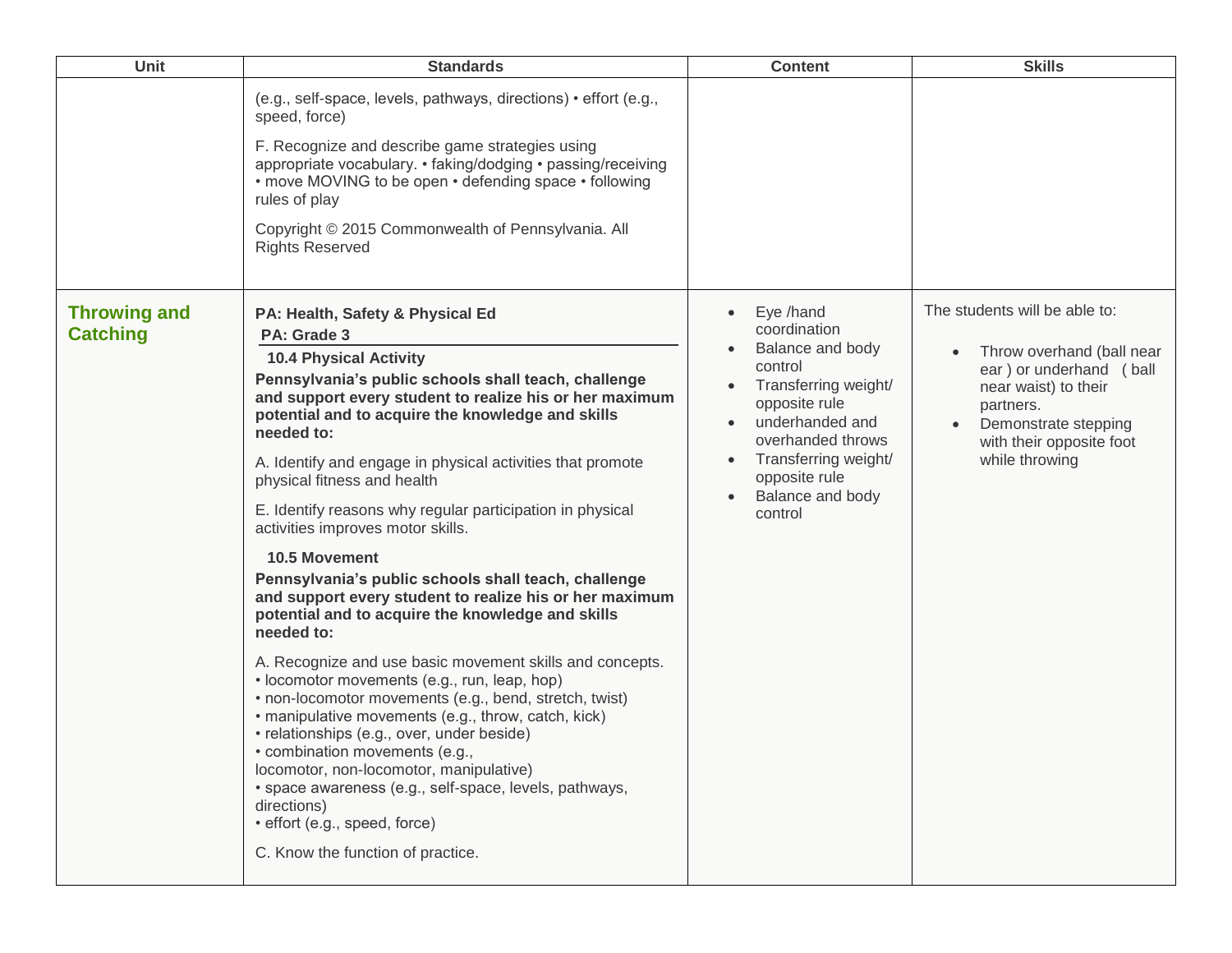| Unit | Standards | Content | Skills |
|---|---|---|---|
| | (e.g., self-space, levels, pathways, directions) • effort (e.g., speed, force)<br><br>F. Recognize and describe game strategies using appropriate vocabulary. • faking/dodging • passing/receiving • move MOVING to be open • defending space • following rules of play<br><br>Copyright © 2015 Commonwealth of Pennsylvania. All Rights Reserved | | |
| **Throwing and Catching** | **PA: Health, Safety & Physical Ed**<br>**PA: Grade 3**<br>**10.4 Physical Activity**<br>**Pennsylvania's public schools shall teach, challenge and support every student to realize his or her maximum potential and to acquire the knowledge and skills needed to:**<br><br>A. Identify and engage in physical activities that promote physical fitness and health<br><br>E. Identify reasons why regular participation in physical activities improves motor skills.<br><br>**10.5 Movement**<br>**Pennsylvania's public schools shall teach, challenge and support every student to realize his or her maximum potential and to acquire the knowledge and skills needed to:**<br><br>A. Recognize and use basic movement skills and concepts.<br>• locomotor movements (e.g., run, leap, hop)<br>• non-locomotor movements (e.g., bend, stretch, twist)<br>• manipulative movements (e.g., throw, catch, kick)<br>• relationships (e.g., over, under beside)<br>• combination movements (e.g., locomotor, non-locomotor, manipulative)<br>• space awareness (e.g., self-space, levels, pathways, directions)<br>• effort (e.g., speed, force)<br><br>C. Know the function of practice. | • Eye /hand coordination<br>• Balance and body control<br>• Transferring weight/ opposite rule<br>• underhanded and overhanded throws<br>• Transferring weight/ opposite rule<br>• Balance and body control | The students will be able to:<br><br>• Throw overhand (ball near ear ) or underhand ( ball near waist) to their partners.<br>• Demonstrate stepping with their opposite foot while throwing |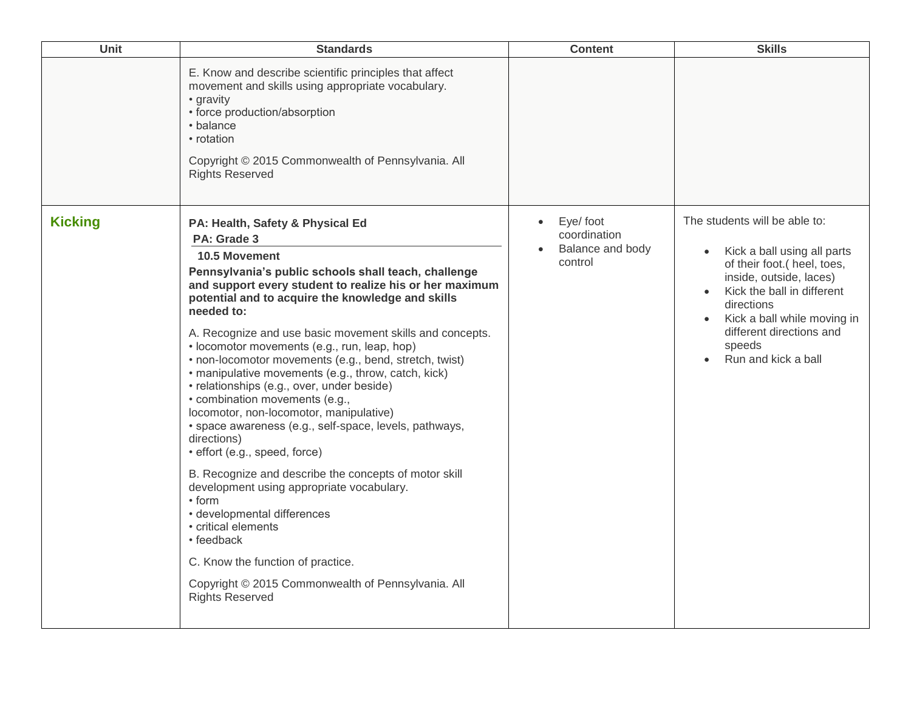| Unit | Standards | Content | Skills |
|---|---|---|---|
| | E. Know and describe scientific principles that affect movement and skills using appropriate vocabulary.<br>• gravity<br>• force production/absorption<br>• balance<br>• rotation<br><br>Copyright © 2015 Commonwealth of Pennsylvania. All Rights Reserved | | |
| **Kicking** | **PA: Health, Safety & Physical Ed**<br>**PA: Grade 3**<br>**10.5 Movement**<br>**Pennsylvania's public schools shall teach, challenge and support every student to realize his or her maximum potential and to acquire the knowledge and skills needed to:**<br><br>A. Recognize and use basic movement skills and concepts.<br>• locomotor movements (e.g., run, leap, hop)<br>• non-locomotor movements (e.g., bend, stretch, twist)<br>• manipulative movements (e.g., throw, catch, kick)<br>• relationships (e.g., over, under beside)<br>• combination movements (e.g., locomotor, non-locomotor, manipulative)<br>• space awareness (e.g., self-space, levels, pathways, directions)<br>• effort (e.g., speed, force)<br><br>B. Recognize and describe the concepts of motor skill development using appropriate vocabulary.<br>• form<br>• developmental differences<br>• critical elements<br>• feedback<br><br>C. Know the function of practice.<br><br>Copyright © 2015 Commonwealth of Pennsylvania. All Rights Reserved | • Eye/ foot coordination<br>• Balance and body control | The students will be able to:<br><br>• Kick a ball using all parts of their foot.( heel, toes, inside, outside, laces)<br>• Kick the ball in different directions<br>• Kick a ball while moving in different directions and speeds<br>• Run and kick a ball |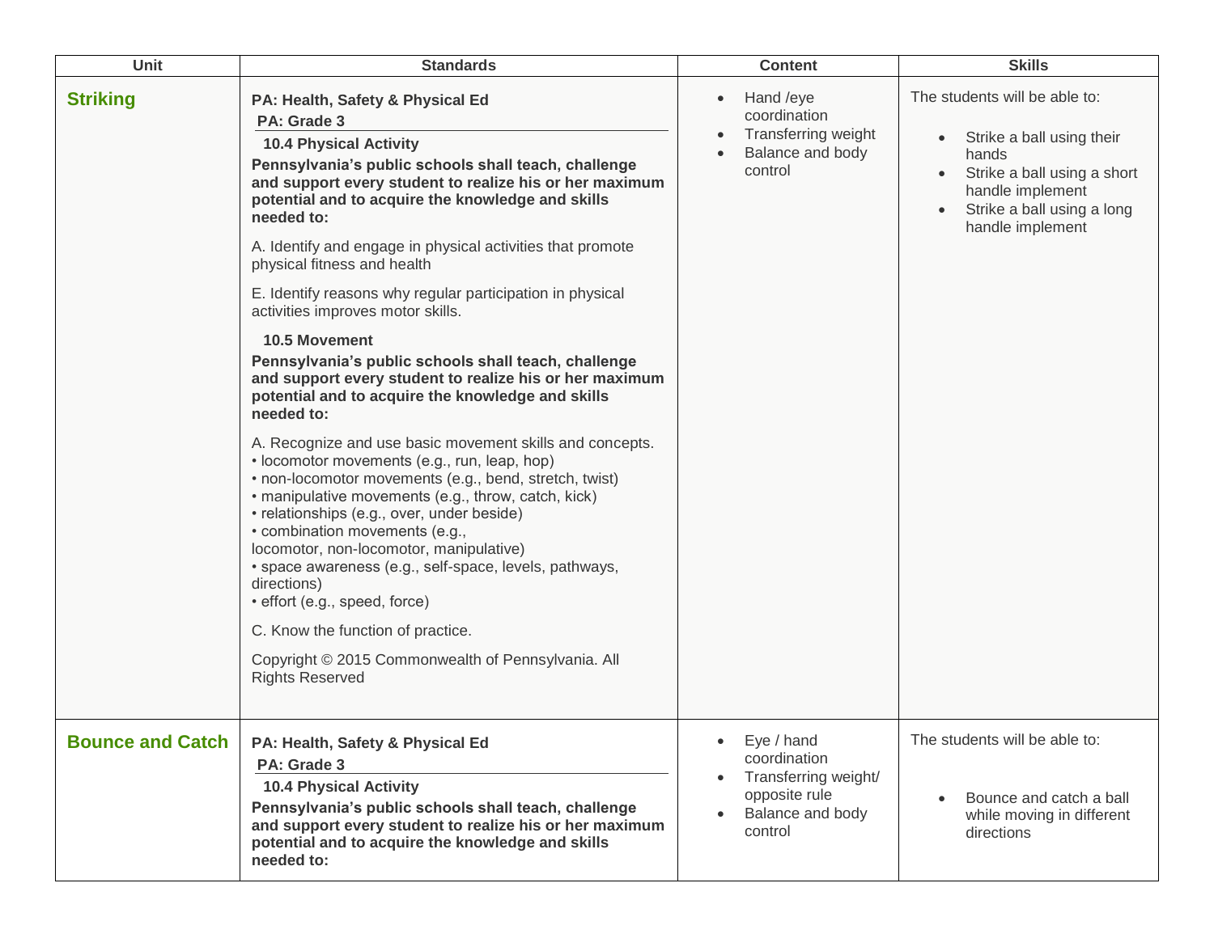| Unit | Standards | Content | Skills |
|---|---|---|---|
| **Striking** | **PA: Health, Safety & Physical Ed**<br>**PA: Grade 3**<br>**10.4 Physical Activity**<br>**Pennsylvania's public schools shall teach, challenge and support every student to realize his or her maximum potential and to acquire the knowledge and skills needed to:**<br>A. Identify and engage in physical activities that promote physical fitness and health<br>E. Identify reasons why regular participation in physical activities improves motor skills.<br>**10.5 Movement**<br>**Pennsylvania's public schools shall teach, challenge and support every student to realize his or her maximum potential and to acquire the knowledge and skills needed to:**<br>A. Recognize and use basic movement skills and concepts.<br>• locomotor movements (e.g., run, leap, hop)<br>• non-locomotor movements (e.g., bend, stretch, twist)<br>• manipulative movements (e.g., throw, catch, kick)<br>• relationships (e.g., over, under beside)<br>• combination movements (e.g., locomotor, non-locomotor, manipulative)<br>• space awareness (e.g., self-space, levels, pathways, directions)<br>• effort (e.g., speed, force)<br>C. Know the function of practice.<br>Copyright © 2015 Commonwealth of Pennsylvania. All Rights Reserved | • Hand /eye coordination<br>• Transferring weight<br>• Balance and body control | The students will be able to:<br>• Strike a ball using their hands<br>• Strike a ball using a short handle implement<br>• Strike a ball using a long handle implement |
| **Bounce and Catch** | **PA: Health, Safety & Physical Ed**<br>**PA: Grade 3**<br>**10.4 Physical Activity**<br>**Pennsylvania's public schools shall teach, challenge and support every student to realize his or her maximum potential and to acquire the knowledge and skills needed to:** | • Eye / hand coordination<br>• Transferring weight/ opposite rule<br>• Balance and body control | The students will be able to:<br>• Bounce and catch a ball while moving in different directions |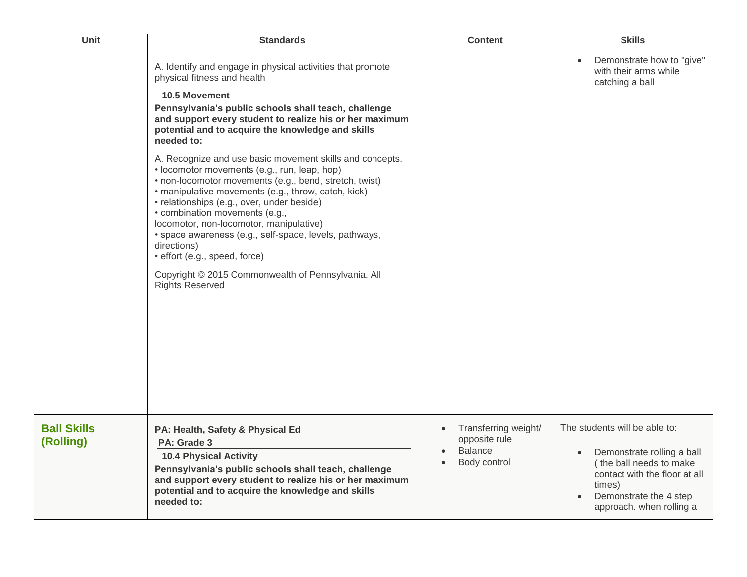| Unit | Standards | Content | Skills |
| --- | --- | --- | --- |
| | A. Identify and engage in physical activities that promote physical fitness and health<br><br>**10.5 Movement**<br>**Pennsylvania's public schools shall teach, challenge and support every student to realize his or her maximum potential and to acquire the knowledge and skills needed to:**<br><br>A. Recognize and use basic movement skills and concepts.<br>• locomotor movements (e.g., run, leap, hop)<br>• non-locomotor movements (e.g., bend, stretch, twist)<br>• manipulative movements (e.g., throw, catch, kick)<br>• relationships (e.g., over, under beside)<br>• combination movements (e.g., locomotor, non-locomotor, manipulative)<br>• space awareness (e.g., self-space, levels, pathways, directions)<br>• effort (e.g., speed, force)<br><br>Copyright © 2015 Commonwealth of Pennsylvania. All Rights Reserved | | • Demonstrate how to "give" with their arms while catching a ball |
| **Ball Skills (Rolling)** | **PA: Health, Safety & Physical Ed**<br>**PA: Grade 3**<br>**10.4 Physical Activity**<br>**Pennsylvania's public schools shall teach, challenge and support every student to realize his or her maximum potential and to acquire the knowledge and skills needed to:** | • Transferring weight/ opposite rule<br>• Balance<br>• Body control | The students will be able to:<br><br>• Demonstrate rolling a ball ( the ball needs to make contact with the floor at all times)<br>• Demonstrate the 4 step approach. when rolling a |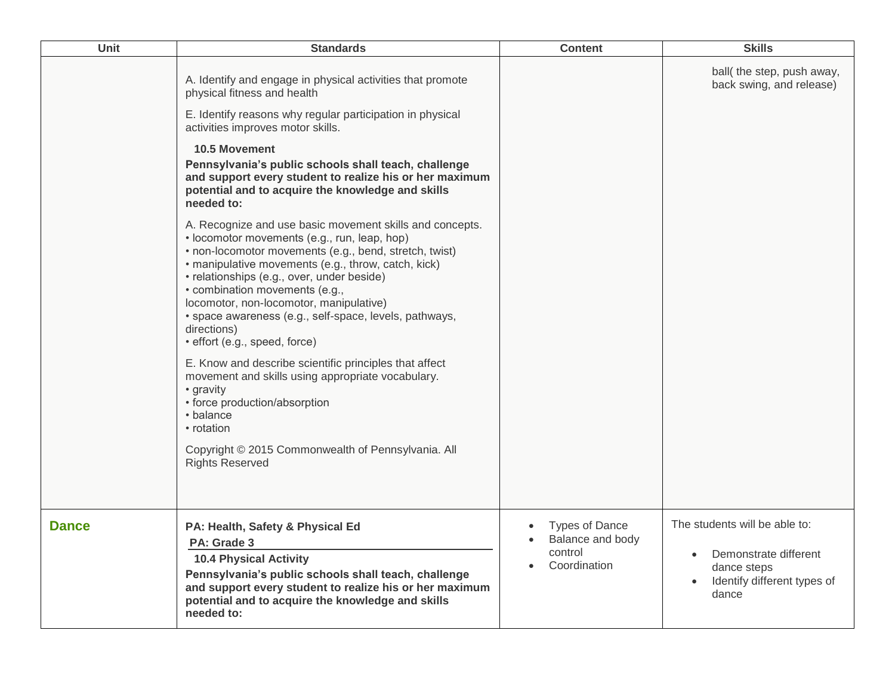| Unit | Standards | Content | Skills |
|---|---|---|---|
| | A. Identify and engage in physical activities that promote physical fitness and health<br><br>E. Identify reasons why regular participation in physical activities improves motor skills.<br><br>**10.5 Movement**<br>**Pennsylvania's public schools shall teach, challenge and support every student to realize his or her maximum potential and to acquire the knowledge and skills needed to:**<br><br>A. Recognize and use basic movement skills and concepts.<br>• locomotor movements (e.g., run, leap, hop)<br>• non-locomotor movements (e.g., bend, stretch, twist)<br>• manipulative movements (e.g., throw, catch, kick)<br>• relationships (e.g., over, under beside)<br>• combination movements (e.g., locomotor, non-locomotor, manipulative)<br>• space awareness (e.g., self-space, levels, pathways, directions)<br>• effort (e.g., speed, force)<br><br>E. Know and describe scientific principles that affect movement and skills using appropriate vocabulary.<br>• gravity<br>• force production/absorption<br>• balance<br>• rotation<br><br>Copyright © 2015 Commonwealth of Pennsylvania. All Rights Reserved | | ball( the step, push away, back swing, and release) |
| **Dance** | **PA: Health, Safety & Physical Ed**<br>**PA: Grade 3**<br>**10.4 Physical Activity**<br>**Pennsylvania's public schools shall teach, challenge and support every student to realize his or her maximum potential and to acquire the knowledge and skills needed to:** | • Types of Dance<br>• Balance and body control<br>• Coordination | The students will be able to:<br><br>• Demonstrate different dance steps<br>• Identify different types of dance |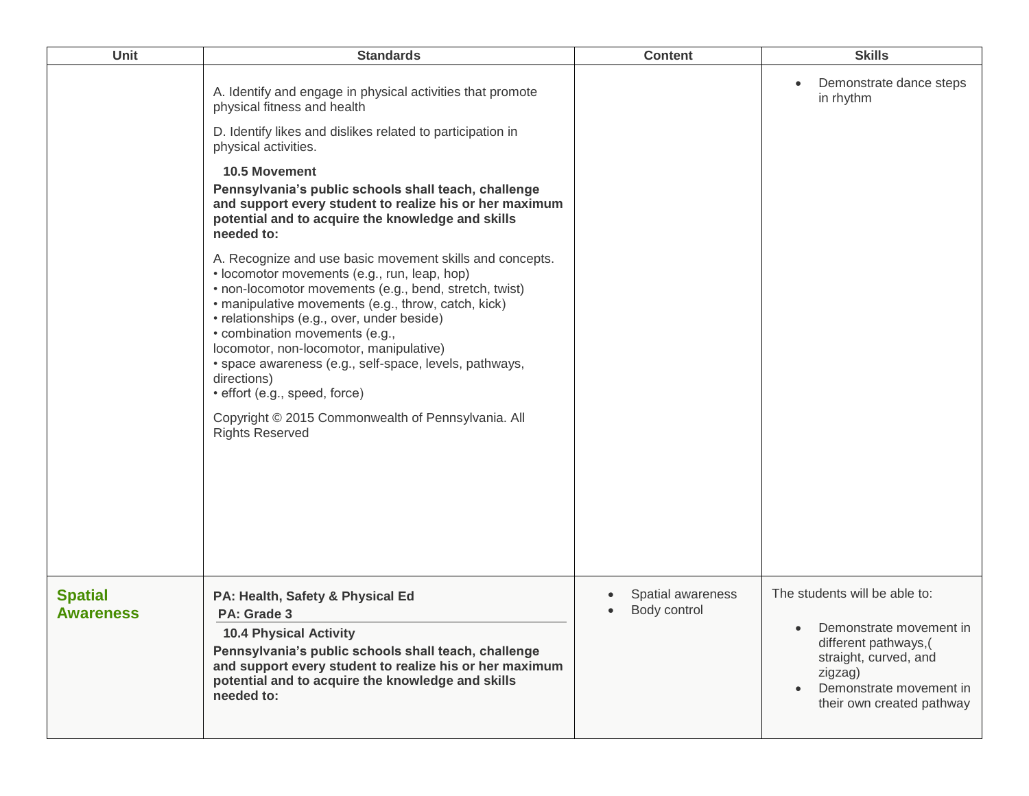| Unit | Standards | Content | Skills |
|---|---|---|---|
| | A. Identify and engage in physical activities that promote physical fitness and health<br><br>D. Identify likes and dislikes related to participation in physical activities.<br><br>**10.5 Movement**<br>**Pennsylvania's public schools shall teach, challenge and support every student to realize his or her maximum potential and to acquire the knowledge and skills needed to:**<br><br>A. Recognize and use basic movement skills and concepts.<br>• locomotor movements (e.g., run, leap, hop)<br>• non-locomotor movements (e.g., bend, stretch, twist)<br>• manipulative movements (e.g., throw, catch, kick)<br>• relationships (e.g., over, under beside)<br>• combination movements (e.g., locomotor, non-locomotor, manipulative)<br>• space awareness (e.g., self-space, levels, pathways, directions)<br>• effort (e.g., speed, force)<br><br>Copyright © 2015 Commonwealth of Pennsylvania. All Rights Reserved | | • Demonstrate dance steps in rhythm |
| **Spatial Awareness** | **PA: Health, Safety & Physical Ed**<br>**PA: Grade 3**<br>**10.4 Physical Activity**<br>**Pennsylvania's public schools shall teach, challenge and support every student to realize his or her maximum potential and to acquire the knowledge and skills needed to:** | • Spatial awareness<br>• Body control | The students will be able to:<br><br>• Demonstrate movement in different pathways,( straight, curved, and zigzag)<br>• Demonstrate movement in their own created pathway |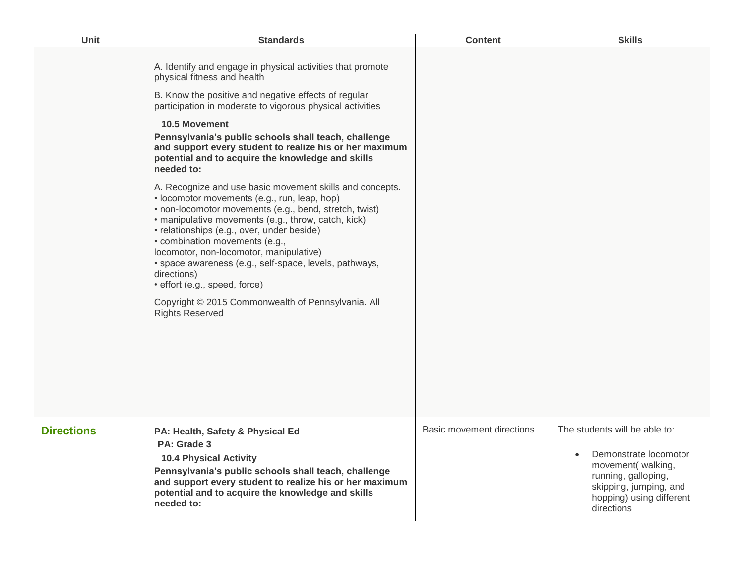| Unit | Standards | Content | Skills |
|---|---|---|---|
| | A. Identify and engage in physical activities that promote physical fitness and health<br><br>B. Know the positive and negative effects of regular participation in moderate to vigorous physical activities<br><br>**10.5 Movement**<br><br>**Pennsylvania's public schools shall teach, challenge and support every student to realize his or her maximum potential and to acquire the knowledge and skills needed to:**<br><br>A. Recognize and use basic movement skills and concepts.<br>• locomotor movements (e.g., run, leap, hop)<br>• non-locomotor movements (e.g., bend, stretch, twist)<br>• manipulative movements (e.g., throw, catch, kick)<br>• relationships (e.g., over, under beside)<br>• combination movements (e.g., locomotor, non-locomotor, manipulative)<br>• space awareness (e.g., self-space, levels, pathways, directions)<br>• effort (e.g., speed, force)<br><br>Copyright © 2015 Commonwealth of Pennsylvania. All Rights Reserved | | |
| **Directions** | **PA: Health, Safety & Physical Ed**<br>**PA: Grade 3**<br>**10.4 Physical Activity**<br>**Pennsylvania's public schools shall teach, challenge and support every student to realize his or her maximum potential and to acquire the knowledge and skills needed to:** | Basic movement directions | The students will be able to:<br><br>• Demonstrate locomotor movement( walking, running, galloping, skipping, jumping, and hopping) using different directions |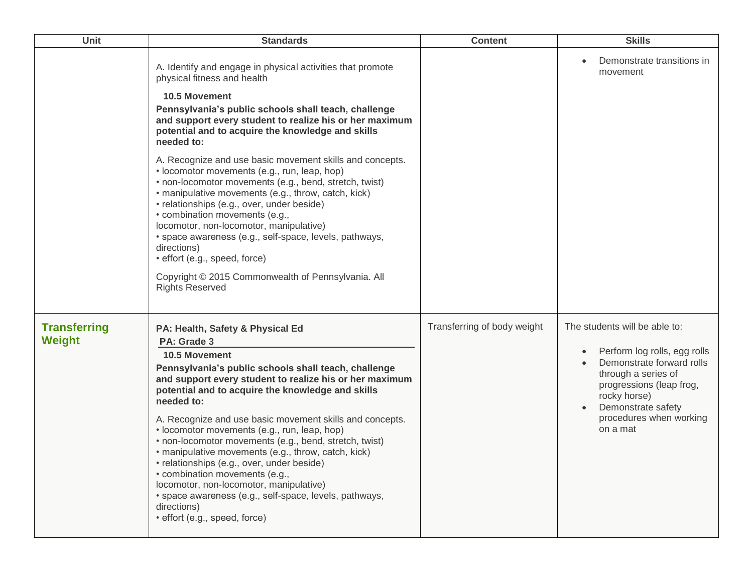| Unit | Standards | Content | Skills |
| --- | --- | --- | --- |
| | A. Identify and engage in physical activities that promote physical fitness and health<br><br>**10.5 Movement**<br>**Pennsylvania's public schools shall teach, challenge and support every student to realize his or her maximum potential and to acquire the knowledge and skills needed to:**<br><br>A. Recognize and use basic movement skills and concepts.<br>• locomotor movements (e.g., run, leap, hop)<br>• non-locomotor movements (e.g., bend, stretch, twist)<br>• manipulative movements (e.g., throw, catch, kick)<br>• relationships (e.g., over, under beside)<br>• combination movements (e.g., locomotor, non-locomotor, manipulative)<br>• space awareness (e.g., self-space, levels, pathways, directions)<br>• effort (e.g., speed, force)<br><br>Copyright © 2015 Commonwealth of Pennsylvania. All Rights Reserved | | • Demonstrate transitions in movement |
| **Transferring Weight** | **PA: Health, Safety & Physical Ed**<br>**PA: Grade 3**<br>**10.5 Movement**<br>**Pennsylvania's public schools shall teach, challenge and support every student to realize his or her maximum potential and to acquire the knowledge and skills needed to:**<br><br>A. Recognize and use basic movement skills and concepts.<br>• locomotor movements (e.g., run, leap, hop)<br>• non-locomotor movements (e.g., bend, stretch, twist)<br>• manipulative movements (e.g., throw, catch, kick)<br>• relationships (e.g., over, under beside)<br>• combination movements (e.g., locomotor, non-locomotor, manipulative)<br>• space awareness (e.g., self-space, levels, pathways, directions)<br>• effort (e.g., speed, force) | Transferring of body weight | The students will be able to:<br><br>• Perform log rolls, egg rolls<br>• Demonstrate forward rolls through a series of progressions (leap frog, rocky horse)<br>• Demonstrate safety procedures when working on a mat |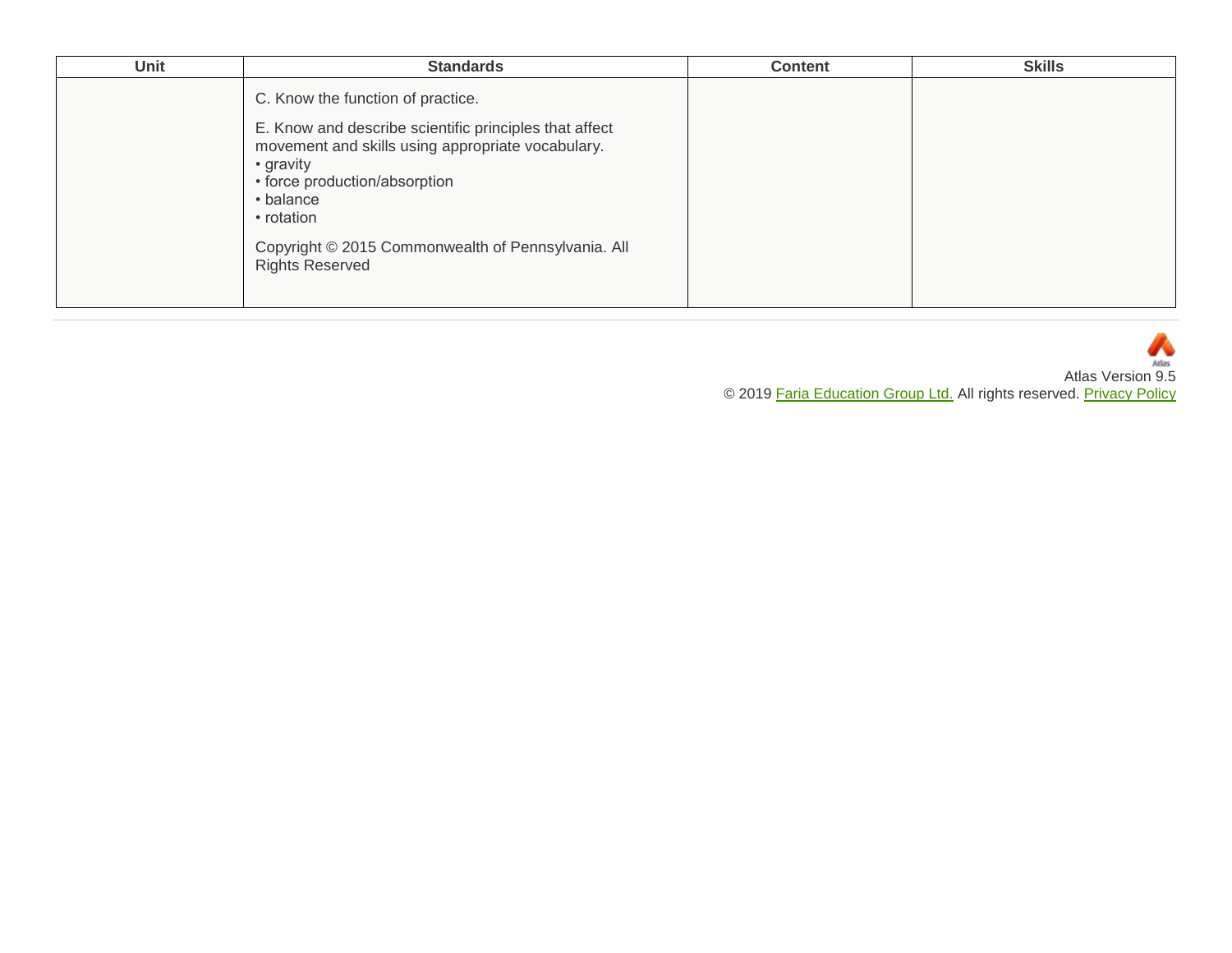| Unit | Standards | Content | Skills |
| --- | --- | --- | --- |
| | C. Know the function of practice.<br><br>E. Know and describe scientific principles that affect movement and skills using appropriate vocabulary.<br>• gravity<br>• force production/absorption<br>• balance<br>• rotation<br><br>Copyright © 2015 Commonwealth of Pennsylvania. All Rights Reserved | | |

Atlas Version 9.5
© 2019 Faria Education Group Ltd. All rights reserved. Privacy Policy